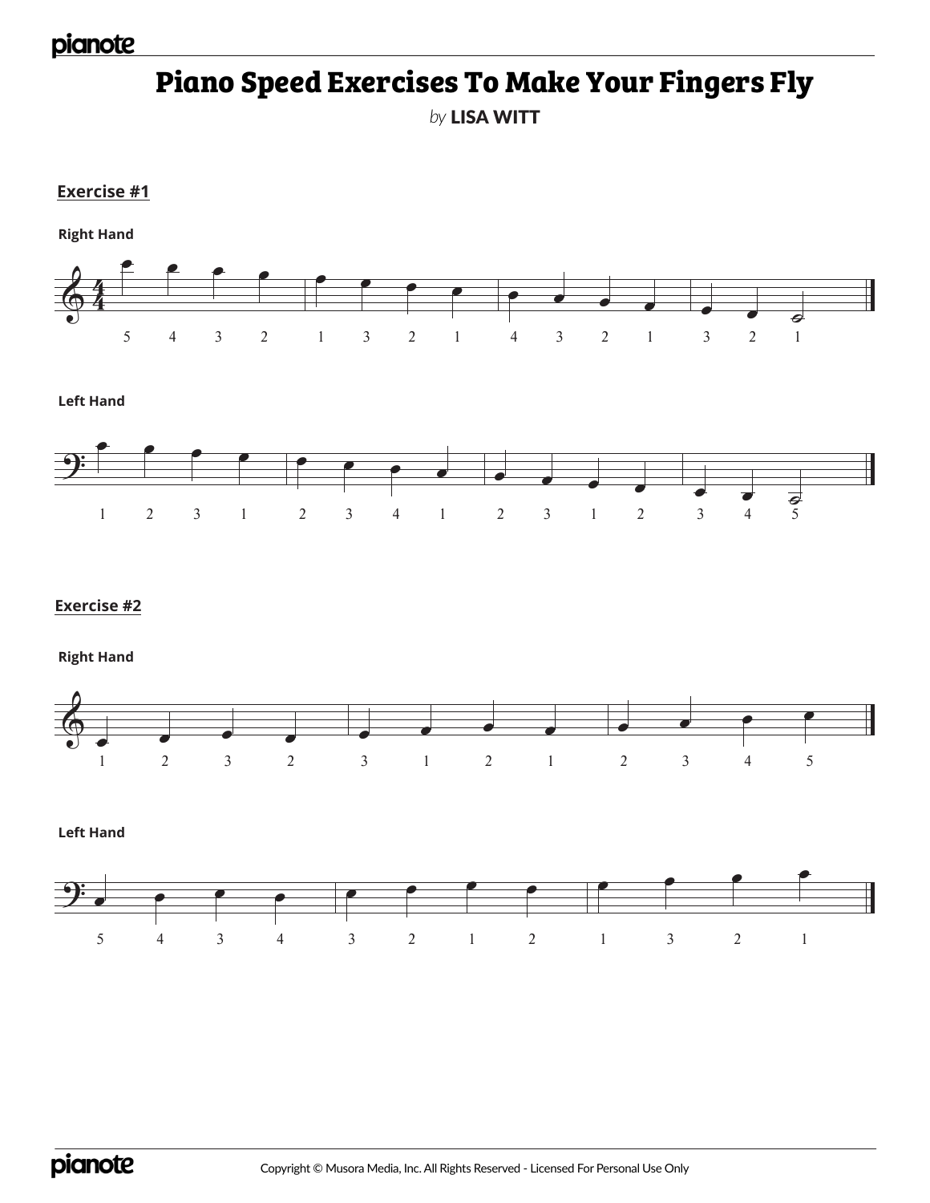# Piano Speed Exercises To Make Your Fingers Fly

*by* **LISA WITT**

## Exercise #1

**Right Hand**

5 4 3 2 | 1 3 2 1 | 4 3 2 1 | 3 2 1

**Left Hand**

1 2 3 1 | 2 3 4 1 | 2 3 1 2 | 3 4 5

## Exercise #2

**Right Hand**

1 2 3 2 | 3 1 2 1 | 2 3 4 5

**Left Hand**

5 4 3 4 | 3 2 1 2 | 1 3 2 1

Copyright © Musora Media, Inc. All Rights Reserved - Licensed For Personal Use Only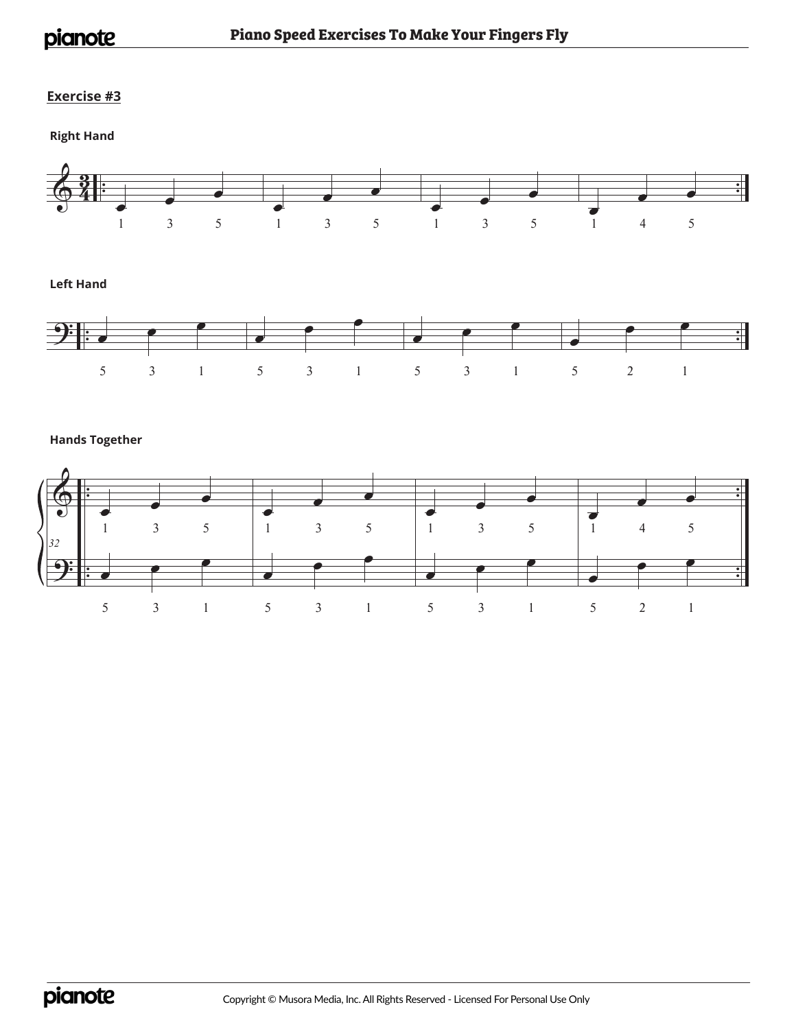**Exercise #3**

**Right Hand**

1 3 5 1 3 5 1 3 5 1 4 5

**Left Hand**

5 3 1 5 3 1 5 3 1 5 2 1

**Hands Together**

1 3 5 1 3 5 1 3 5 1 4 5

32

5 3 1 5 3 1 5 3 1 5 2 1